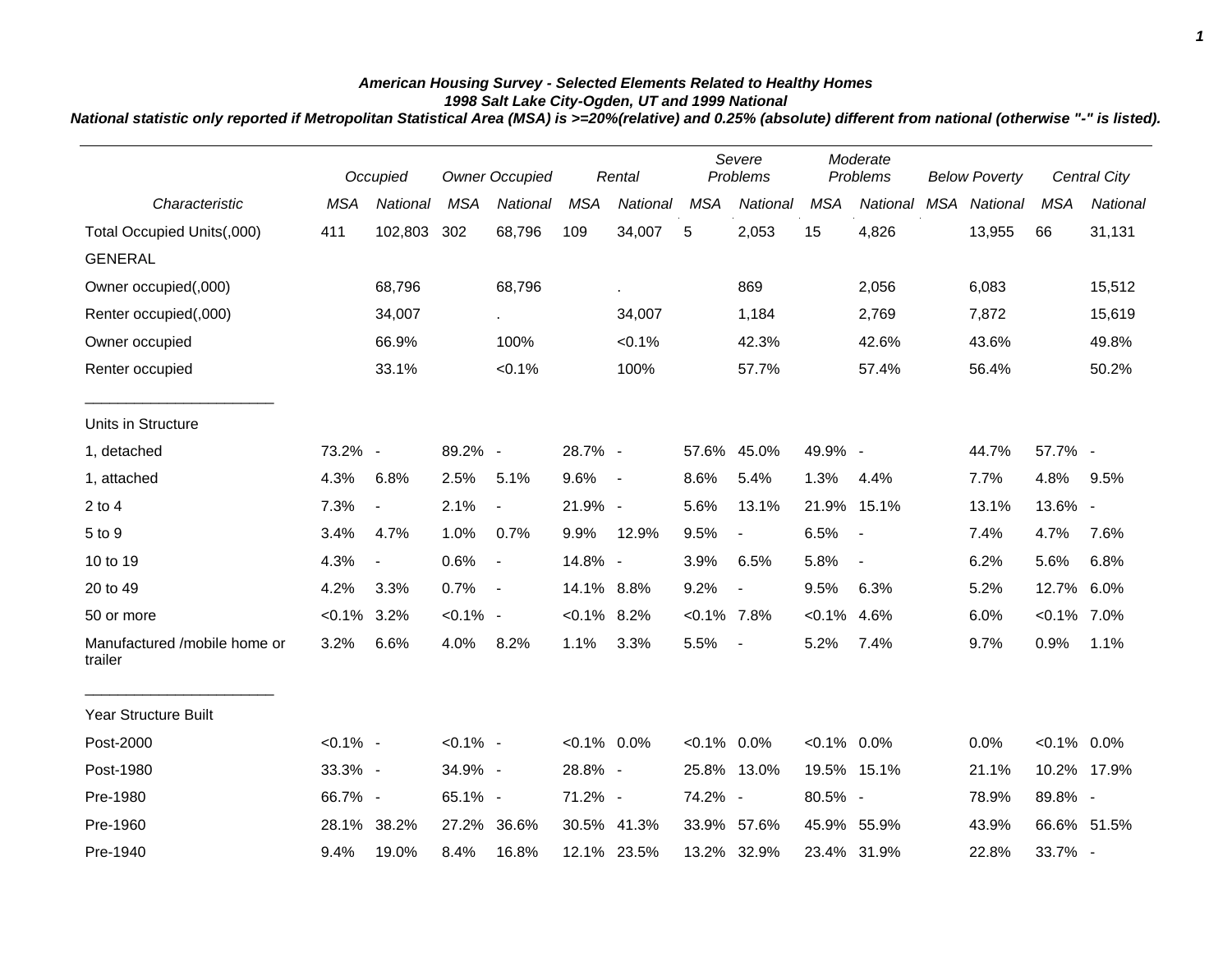***American Housing Survey - Selected Elements Related to Healthy Homes***
***1998 Salt Lake City-Ogden, UT and 1999 National***
***National statistic only reported if Metropolitan Statistical Area (MSA) is >=20%(relative) and 0.25% (absolute) different from national (otherwise "-" is listed).***

| | *Occupied* | | *Owner Occupied* | | *Rental* | | *Severe Problems* | | *Moderate Problems* | | *Below Poverty* | | *Central City* | |
|---|---|---|---|---|---|---|---|---|---|---|---|---|---|---|
| *Characteristic* | *MSA* | *National* | *MSA* | *National* | *MSA* | *National* | *MSA* | *National* | *MSA* | *National* | *MSA* | *National* | *MSA* | *National* |
| Total Occupied Units(,000) | 411 | 102,803 | 302 | 68,796 | 109 | 34,007 | 5 | 2,053 | 15 | 4,826 | | 13,955 | 66 | 31,131 |
| GENERAL | | | | | | | | | | | | | | |
| Owner occupied(,000) | | 68,796 | | 68,796 | | . | | 869 | | 2,056 | | 6,083 | | 15,512 |
| Renter occupied(,000) | | 34,007 | | . | | 34,007 | | 1,184 | | 2,769 | | 7,872 | | 15,619 |
| Owner occupied | | 66.9% | | 100% | | <0.1% | | 42.3% | | 42.6% | | 43.6% | | 49.8% |
| Renter occupied | | 33.1% | | <0.1% | | 100% | | 57.7% | | 57.4% | | 56.4% | | 50.2% |
| Units in Structure | | | | | | | | | | | | | | |
| 1, detached | 73.2% | - | 89.2% | - | 28.7% | - | 57.6% | 45.0% | 49.9% | - | | 44.7% | 57.7% | - |
| 1, attached | 4.3% | 6.8% | 2.5% | 5.1% | 9.6% | - | 8.6% | 5.4% | 1.3% | 4.4% | | 7.7% | 4.8% | 9.5% |
| 2 to 4 | 7.3% | - | 2.1% | - | 21.9% | - | 5.6% | 13.1% | 21.9% | 15.1% | | 13.1% | 13.6% | - |
| 5 to 9 | 3.4% | 4.7% | 1.0% | 0.7% | 9.9% | 12.9% | 9.5% | - | 6.5% | - | | 7.4% | 4.7% | 7.6% |
| 10 to 19 | 4.3% | - | 0.6% | - | 14.8% | - | 3.9% | 6.5% | 5.8% | - | | 6.2% | 5.6% | 6.8% |
| 20 to 49 | 4.2% | 3.3% | 0.7% | - | 14.1% | 8.8% | 9.2% | - | 9.5% | 6.3% | | 5.2% | 12.7% | 6.0% |
| 50 or more | <0.1% | 3.2% | <0.1% | - | <0.1% | 8.2% | <0.1% | 7.8% | <0.1% | 4.6% | | 6.0% | <0.1% | 7.0% |
| Manufactured /mobile home or trailer | 3.2% | 6.6% | 4.0% | 8.2% | 1.1% | 3.3% | 5.5% | - | 5.2% | 7.4% | | 9.7% | 0.9% | 1.1% |
| Year Structure Built | | | | | | | | | | | | | | |
| Post-2000 | <0.1% | - | <0.1% | - | <0.1% | 0.0% | <0.1% | 0.0% | <0.1% | 0.0% | | 0.0% | <0.1% | 0.0% |
| Post-1980 | 33.3% | - | 34.9% | - | 28.8% | - | 25.8% | 13.0% | 19.5% | 15.1% | | 21.1% | 10.2% | 17.9% |
| Pre-1980 | 66.7% | - | 65.1% | - | 71.2% | - | 74.2% | - | 80.5% | - | | 78.9% | 89.8% | - |
| Pre-1960 | 28.1% | 38.2% | 27.2% | 36.6% | 30.5% | 41.3% | 33.9% | 57.6% | 45.9% | 55.9% | | 43.9% | 66.6% | 51.5% |
| Pre-1940 | 9.4% | 19.0% | 8.4% | 16.8% | 12.1% | 23.5% | 13.2% | 32.9% | 23.4% | 31.9% | | 22.8% | 33.7% | - |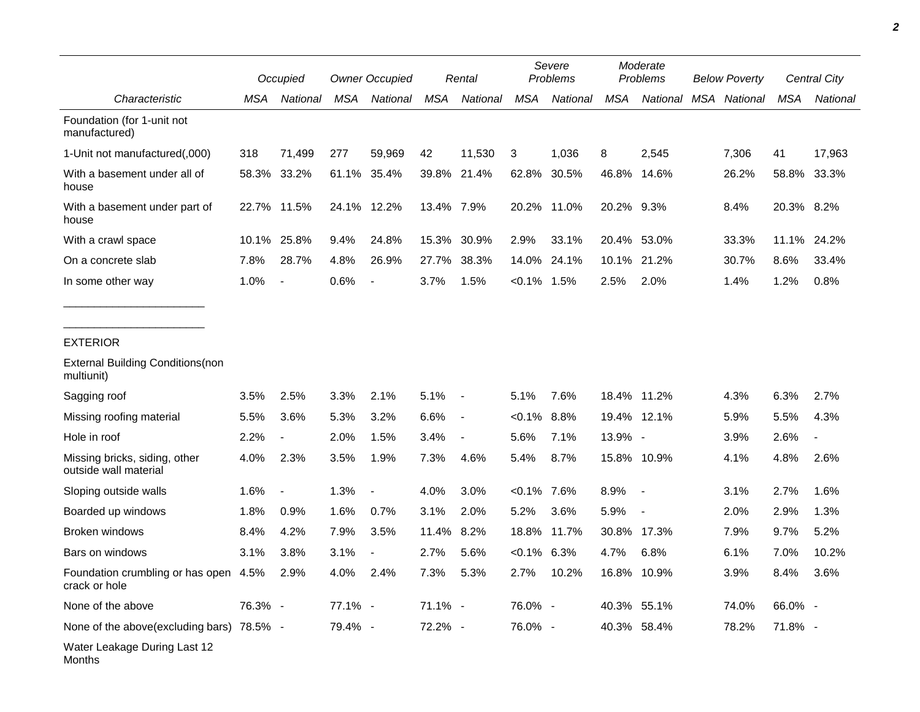| Characteristic | Occupied | | Owner Occupied | | Rental | | Severe Problems | | Moderate Problems | | Below Poverty | | Central City | |
|---|---|---|---|---|---|---|---|---|---|---|---|---|---|---|
| | MSA | National | MSA | National | MSA | National | MSA | National | MSA | National | MSA | National | MSA | National |
| Foundation (for 1-unit not manufactured) | | | | | | | | | | | | | | |
| 1-Unit not manufactured(,000) | 318 | 71,499 | 277 | 59,969 | 42 | 11,530 | 3 | 1,036 | 8 | 2,545 | | 7,306 | 41 | 17,963 |
| With a basement under all of house | 58.3% | 33.2% | 61.1% | 35.4% | 39.8% | 21.4% | 62.8% | 30.5% | 46.8% | 14.6% | | 26.2% | 58.8% | 33.3% |
| With a basement under part of house | 22.7% | 11.5% | 24.1% | 12.2% | 13.4% | 7.9% | 20.2% | 11.0% | 20.2% | 9.3% | | 8.4% | 20.3% | 8.2% |
| With a crawl space | 10.1% | 25.8% | 9.4% | 24.8% | 15.3% | 30.9% | 2.9% | 33.1% | 20.4% | 53.0% | | 33.3% | 11.1% | 24.2% |
| On a concrete slab | 7.8% | 28.7% | 4.8% | 26.9% | 27.7% | 38.3% | 14.0% | 24.1% | 10.1% | 21.2% | | 30.7% | 8.6% | 33.4% |
| In some other way | 1.0% | - | 0.6% | - | 3.7% | 1.5% | <0.1% | 1.5% | 2.5% | 2.0% | | 1.4% | 1.2% | 0.8% |
| EXTERIOR | | | | | | | | | | | | | | |
| External Building Conditions(non multiunit) | | | | | | | | | | | | | | |
| Sagging roof | 3.5% | 2.5% | 3.3% | 2.1% | 5.1% | - | 5.1% | 7.6% | 18.4% | 11.2% | | 4.3% | 6.3% | 2.7% |
| Missing roofing material | 5.5% | 3.6% | 5.3% | 3.2% | 6.6% | - | <0.1% | 8.8% | 19.4% | 12.1% | | 5.9% | 5.5% | 4.3% |
| Hole in roof | 2.2% | - | 2.0% | 1.5% | 3.4% | - | 5.6% | 7.1% | 13.9% | - | | 3.9% | 2.6% | - |
| Missing bricks, siding, other outside wall material | 4.0% | 2.3% | 3.5% | 1.9% | 7.3% | 4.6% | 5.4% | 8.7% | 15.8% | 10.9% | | 4.1% | 4.8% | 2.6% |
| Sloping outside walls | 1.6% | - | 1.3% | - | 4.0% | 3.0% | <0.1% | 7.6% | 8.9% | - | | 3.1% | 2.7% | 1.6% |
| Boarded up windows | 1.8% | 0.9% | 1.6% | 0.7% | 3.1% | 2.0% | 5.2% | 3.6% | 5.9% | - | | 2.0% | 2.9% | 1.3% |
| Broken windows | 8.4% | 4.2% | 7.9% | 3.5% | 11.4% | 8.2% | 18.8% | 11.7% | 30.8% | 17.3% | | 7.9% | 9.7% | 5.2% |
| Bars on windows | 3.1% | 3.8% | 3.1% | - | 2.7% | 5.6% | <0.1% | 6.3% | 4.7% | 6.8% | | 6.1% | 7.0% | 10.2% |
| Foundation crumbling or has open crack or hole | 4.5% | 2.9% | 4.0% | 2.4% | 7.3% | 5.3% | 2.7% | 10.2% | 16.8% | 10.9% | | 3.9% | 8.4% | 3.6% |
| None of the above | 76.3% | - | 77.1% | - | 71.1% | - | 76.0% | - | 40.3% | 55.1% | | 74.0% | 66.0% | - |
| None of the above(excluding bars) | 78.5% | - | 79.4% | - | 72.2% | - | 76.0% | - | 40.3% | 58.4% | | 78.2% | 71.8% | - |
| Water Leakage During Last 12 Months | | | | | | | | | | | | | | |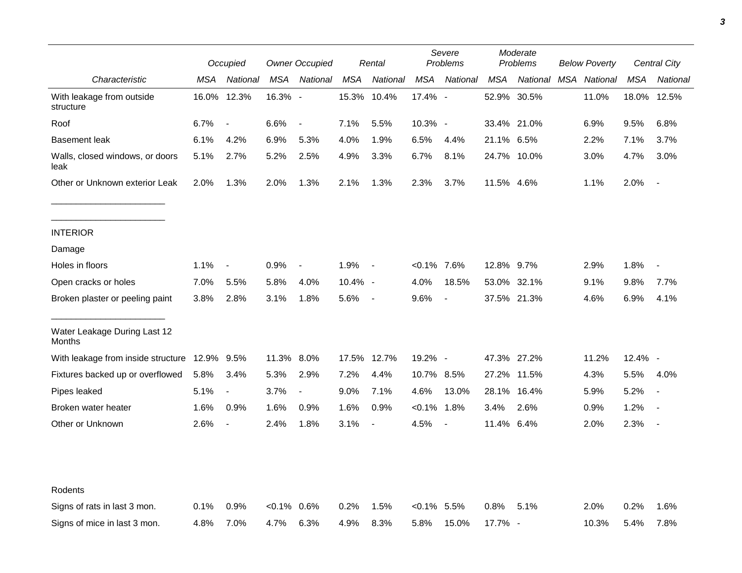| | Occupied | | Owner Occupied | | Rental | | Severe Problems | | Moderate Problems | | Below Poverty | | Central City | |
|---|---|---|---|---|---|---|---|---|---|---|---|---|---|---|
| *Characteristic* | *MSA* | *National* | *MSA* | *National* | *MSA* | *National* | *MSA* | *National* | *MSA* | *National* | *MSA* | *National* | *MSA* | *National* |
| With leakage from outside structure | 16.0% | 12.3% | 16.3% | - | 15.3% | 10.4% | 17.4% | - | 52.9% | 30.5% | | 11.0% | 18.0% | 12.5% |
| Roof | 6.7% | - | 6.6% | - | 7.1% | 5.5% | 10.3% | - | 33.4% | 21.0% | | 6.9% | 9.5% | 6.8% |
| Basement leak | 6.1% | 4.2% | 6.9% | 5.3% | 4.0% | 1.9% | 6.5% | 4.4% | 21.1% | 6.5% | | 2.2% | 7.1% | 3.7% |
| Walls, closed windows, or doors leak | 5.1% | 2.7% | 5.2% | 2.5% | 4.9% | 3.3% | 6.7% | 8.1% | 24.7% | 10.0% | | 3.0% | 4.7% | 3.0% |
| Other or Unknown exterior Leak | 2.0% | 1.3% | 2.0% | 1.3% | 2.1% | 1.3% | 2.3% | 3.7% | 11.5% | 4.6% | | 1.1% | 2.0% | - |
| INTERIOR | | | | | | | | | | | | | | |
| Damage | | | | | | | | | | | | | | |
| Holes in floors | 1.1% | - | 0.9% | - | 1.9% | - | <0.1% | 7.6% | 12.8% | 9.7% | | 2.9% | 1.8% | - |
| Open cracks or holes | 7.0% | 5.5% | 5.8% | 4.0% | 10.4% | - | 4.0% | 18.5% | 53.0% | 32.1% | | 9.1% | 9.8% | 7.7% |
| Broken plaster or peeling paint | 3.8% | 2.8% | 3.1% | 1.8% | 5.6% | - | 9.6% | - | 37.5% | 21.3% | | 4.6% | 6.9% | 4.1% |
| Water Leakage During Last 12 Months | | | | | | | | | | | | | | |
| With leakage from inside structure | 12.9% | 9.5% | 11.3% | 8.0% | 17.5% | 12.7% | 19.2% | - | 47.3% | 27.2% | | 11.2% | 12.4% | - |
| Fixtures backed up or overflowed | 5.8% | 3.4% | 5.3% | 2.9% | 7.2% | 4.4% | 10.7% | 8.5% | 27.2% | 11.5% | | 4.3% | 5.5% | 4.0% |
| Pipes leaked | 5.1% | - | 3.7% | - | 9.0% | 7.1% | 4.6% | 13.0% | 28.1% | 16.4% | | 5.9% | 5.2% | - |
| Broken water heater | 1.6% | 0.9% | 1.6% | 0.9% | 1.6% | 0.9% | <0.1% | 1.8% | 3.4% | 2.6% | | 0.9% | 1.2% | - |
| Other or Unknown | 2.6% | - | 2.4% | 1.8% | 3.1% | - | 4.5% | - | 11.4% | 6.4% | | 2.0% | 2.3% | - |
| Rodents | | | | | | | | | | | | | | |
| Signs of rats in last 3 mon. | 0.1% | 0.9% | <0.1% | 0.6% | 0.2% | 1.5% | <0.1% | 5.5% | 0.8% | 5.1% | | 2.0% | 0.2% | 1.6% |
| Signs of mice in last 3 mon. | 4.8% | 7.0% | 4.7% | 6.3% | 4.9% | 8.3% | 5.8% | 15.0% | 17.7% | - | | 10.3% | 5.4% | 7.8% |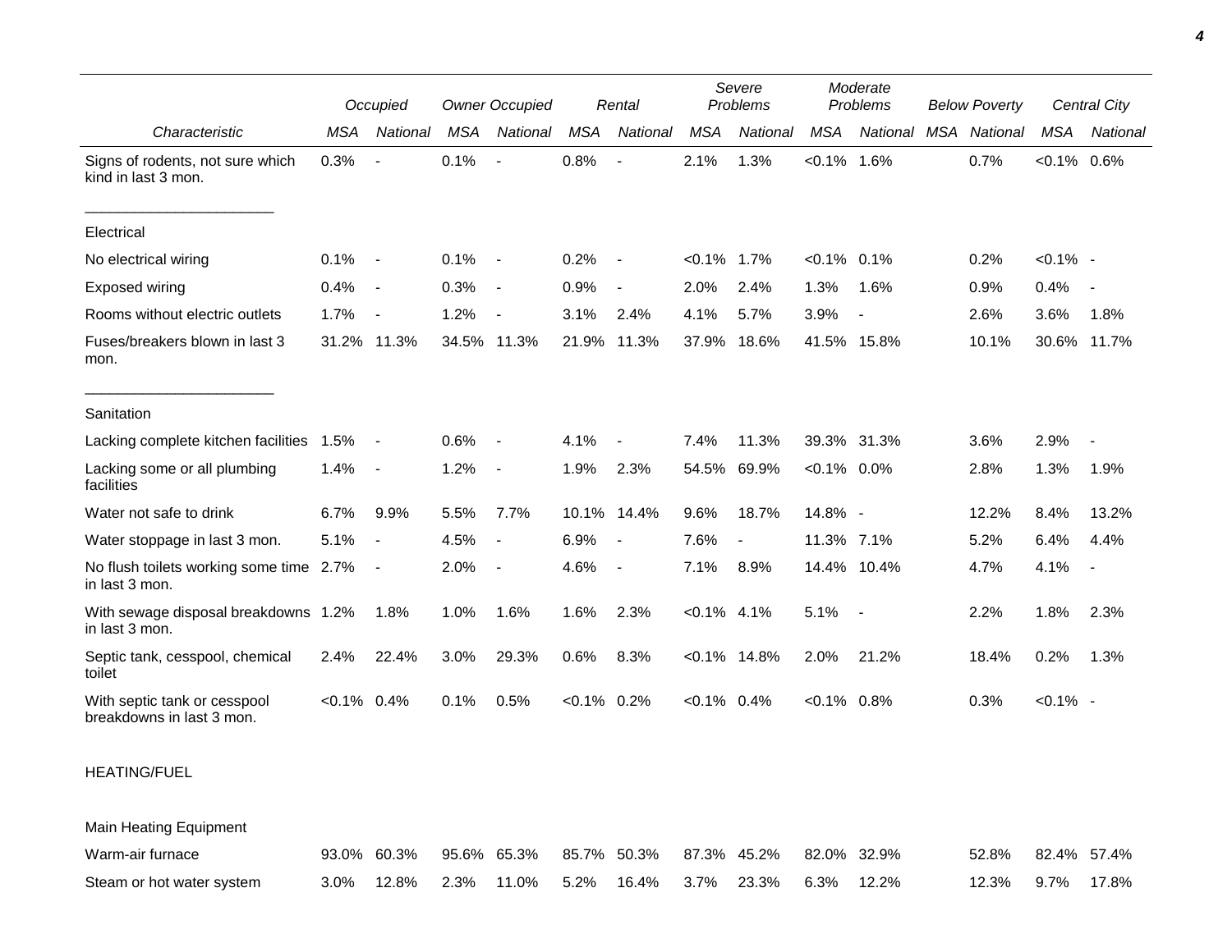| Characteristic | Occupied | | Owner Occupied | | Rental | | Severe Problems | | Moderate Problems | | Below Poverty | | Central City | |
|---|---|---|---|---|---|---|---|---|---|---|---|---|---|---|
| | MSA | National | MSA | National | MSA | National | MSA | National | MSA | National | MSA | National | MSA | National |
| Signs of rodents, not sure which kind in last 3 mon. | 0.3% | - | 0.1% | - | 0.8% | - | 2.1% | 1.3% | <0.1% | 1.6% | | 0.7% | <0.1% | 0.6% |
| Electrical | | | | | | | | | | | | | | |
| No electrical wiring | 0.1% | - | 0.1% | - | 0.2% | - | <0.1% | 1.7% | <0.1% | 0.1% | | 0.2% | <0.1% | - |
| Exposed wiring | 0.4% | - | 0.3% | - | 0.9% | - | 2.0% | 2.4% | 1.3% | 1.6% | | 0.9% | 0.4% | - |
| Rooms without electric outlets | 1.7% | - | 1.2% | - | 3.1% | 2.4% | 4.1% | 5.7% | 3.9% | - | | 2.6% | 3.6% | 1.8% |
| Fuses/breakers blown in last 3 mon. | 31.2% | 11.3% | 34.5% | 11.3% | 21.9% | 11.3% | 37.9% | 18.6% | 41.5% | 15.8% | | 10.1% | 30.6% | 11.7% |
| Sanitation | | | | | | | | | | | | | | |
| Lacking complete kitchen facilities | 1.5% | - | 0.6% | - | 4.1% | - | 7.4% | 11.3% | 39.3% | 31.3% | | 3.6% | 2.9% | - |
| Lacking some or all plumbing facilities | 1.4% | - | 1.2% | - | 1.9% | 2.3% | 54.5% | 69.9% | <0.1% | 0.0% | | 2.8% | 1.3% | 1.9% |
| Water not safe to drink | 6.7% | 9.9% | 5.5% | 7.7% | 10.1% | 14.4% | 9.6% | 18.7% | 14.8% | - | | 12.2% | 8.4% | 13.2% |
| Water stoppage in last 3 mon. | 5.1% | - | 4.5% | - | 6.9% | - | 7.6% | - | 11.3% | 7.1% | | 5.2% | 6.4% | 4.4% |
| No flush toilets working some time in last 3 mon. | 2.7% | - | 2.0% | - | 4.6% | - | 7.1% | 8.9% | 14.4% | 10.4% | | 4.7% | 4.1% | - |
| With sewage disposal breakdowns in last 3 mon. | 1.2% | 1.8% | 1.0% | 1.6% | 1.6% | 2.3% | <0.1% | 4.1% | 5.1% | - | | 2.2% | 1.8% | 2.3% |
| Septic tank, cesspool, chemical toilet | 2.4% | 22.4% | 3.0% | 29.3% | 0.6% | 8.3% | <0.1% | 14.8% | 2.0% | 21.2% | | 18.4% | 0.2% | 1.3% |
| With septic tank or cesspool breakdowns in last 3 mon. | <0.1% | 0.4% | 0.1% | 0.5% | <0.1% | 0.2% | <0.1% | 0.4% | <0.1% | 0.8% | | 0.3% | <0.1% | - |
| HEATING/FUEL | | | | | | | | | | | | | | |
| Main Heating Equipment | | | | | | | | | | | | | | |
| Warm-air furnace | 93.0% | 60.3% | 95.6% | 65.3% | 85.7% | 50.3% | 87.3% | 45.2% | 82.0% | 32.9% | | 52.8% | 82.4% | 57.4% |
| Steam or hot water system | 3.0% | 12.8% | 2.3% | 11.0% | 5.2% | 16.4% | 3.7% | 23.3% | 6.3% | 12.2% | | 12.3% | 9.7% | 17.8% |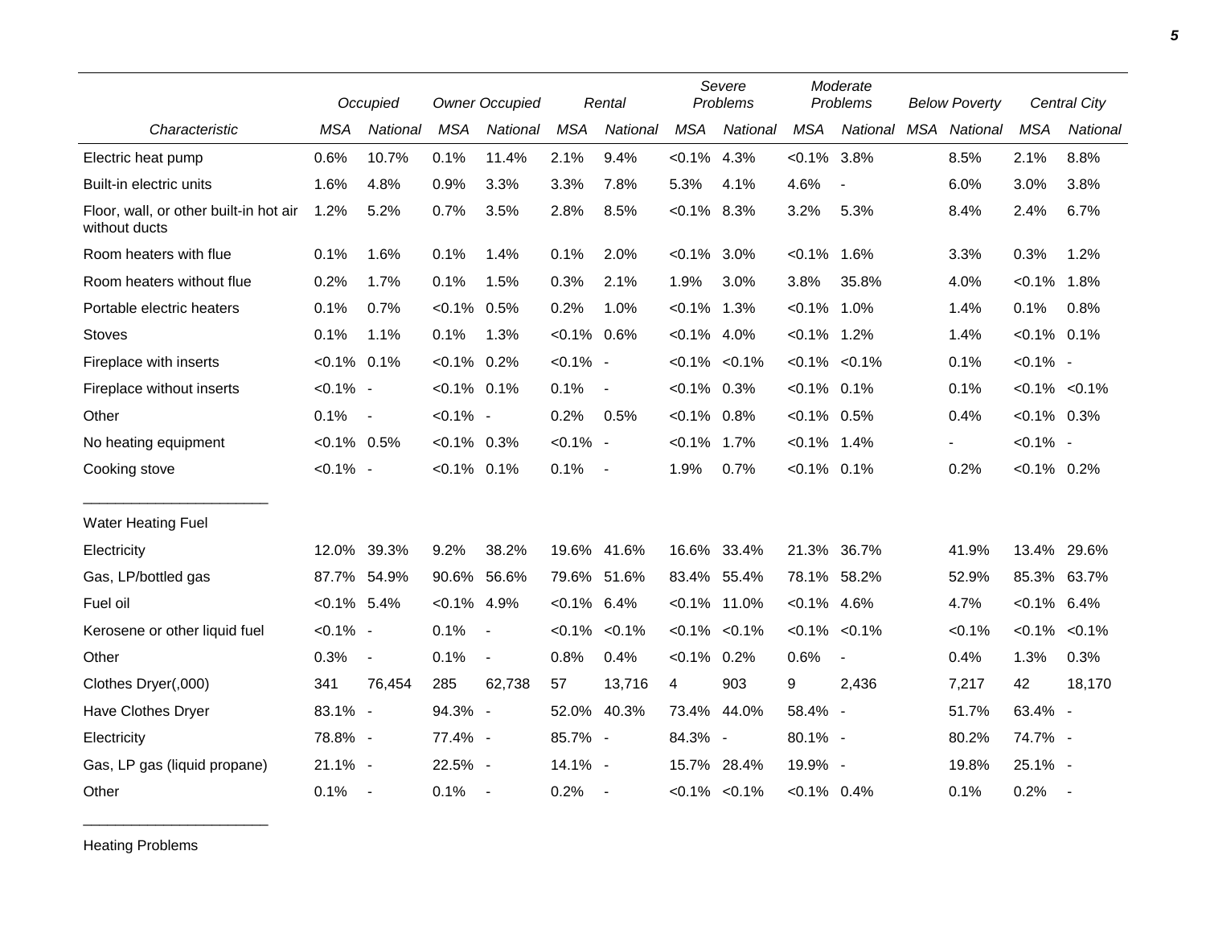| Characteristic | Occupied | | Owner Occupied | | Rental | | Severe Problems | | Moderate Problems | | Below Poverty | | Central City | |
|---|---|---|---|---|---|---|---|---|---|---|---|---|---|---|
| | MSA | National | MSA | National | MSA | National | MSA | National | MSA | National | MSA | National | MSA | National |
| Electric heat pump | 0.6% | 10.7% | 0.1% | 11.4% | 2.1% | 9.4% | <0.1% | 4.3% | <0.1% | 3.8% | | 8.5% | 2.1% | 8.8% |
| Built-in electric units | 1.6% | 4.8% | 0.9% | 3.3% | 3.3% | 7.8% | 5.3% | 4.1% | 4.6% | - | | 6.0% | 3.0% | 3.8% |
| Floor, wall, or other built-in hot air without ducts | 1.2% | 5.2% | 0.7% | 3.5% | 2.8% | 8.5% | <0.1% | 8.3% | 3.2% | 5.3% | | 8.4% | 2.4% | 6.7% |
| Room heaters with flue | 0.1% | 1.6% | 0.1% | 1.4% | 0.1% | 2.0% | <0.1% | 3.0% | <0.1% | 1.6% | | 3.3% | 0.3% | 1.2% |
| Room heaters without flue | 0.2% | 1.7% | 0.1% | 1.5% | 0.3% | 2.1% | 1.9% | 3.0% | 3.8% | 35.8% | | 4.0% | <0.1% | 1.8% |
| Portable electric heaters | 0.1% | 0.7% | <0.1% | 0.5% | 0.2% | 1.0% | <0.1% | 1.3% | <0.1% | 1.0% | | 1.4% | 0.1% | 0.8% |
| Stoves | 0.1% | 1.1% | 0.1% | 1.3% | <0.1% | 0.6% | <0.1% | 4.0% | <0.1% | 1.2% | | 1.4% | <0.1% | 0.1% |
| Fireplace with inserts | <0.1% | 0.1% | <0.1% | 0.2% | <0.1% | - | <0.1% | <0.1% | <0.1% | <0.1% | | 0.1% | <0.1% | - |
| Fireplace without inserts | <0.1% | - | <0.1% | 0.1% | 0.1% | - | <0.1% | 0.3% | <0.1% | 0.1% | | 0.1% | <0.1% | <0.1% |
| Other | 0.1% | - | <0.1% | - | 0.2% | 0.5% | <0.1% | 0.8% | <0.1% | 0.5% | | 0.4% | <0.1% | 0.3% |
| No heating equipment | <0.1% | 0.5% | <0.1% | 0.3% | <0.1% | - | <0.1% | 1.7% | <0.1% | 1.4% | | - | <0.1% | - |
| Cooking stove | <0.1% | - | <0.1% | 0.1% | 0.1% | - | 1.9% | 0.7% | <0.1% | 0.1% | | 0.2% | <0.1% | 0.2% |
| Water Heating Fuel | | | | | | | | | | | | | | |
| Electricity | 12.0% | 39.3% | 9.2% | 38.2% | 19.6% | 41.6% | 16.6% | 33.4% | 21.3% | 36.7% | | 41.9% | 13.4% | 29.6% |
| Gas, LP/bottled gas | 87.7% | 54.9% | 90.6% | 56.6% | 79.6% | 51.6% | 83.4% | 55.4% | 78.1% | 58.2% | | 52.9% | 85.3% | 63.7% |
| Fuel oil | <0.1% | 5.4% | <0.1% | 4.9% | <0.1% | 6.4% | <0.1% | 11.0% | <0.1% | 4.6% | | 4.7% | <0.1% | 6.4% |
| Kerosene or other liquid fuel | <0.1% | - | 0.1% | - | <0.1% | <0.1% | <0.1% | <0.1% | <0.1% | <0.1% | | <0.1% | <0.1% | <0.1% |
| Other | 0.3% | - | 0.1% | - | 0.8% | 0.4% | <0.1% | 0.2% | 0.6% | - | | 0.4% | 1.3% | 0.3% |
| Clothes Dryer(,000) | 341 | 76,454 | 285 | 62,738 | 57 | 13,716 | 4 | 903 | 9 | 2,436 | | 7,217 | 42 | 18,170 |
| Have Clothes Dryer | 83.1% | - | 94.3% | - | 52.0% | 40.3% | 73.4% | 44.0% | 58.4% | - | | 51.7% | 63.4% | - |
| Electricity | 78.8% | - | 77.4% | - | 85.7% | - | 84.3% | - | 80.1% | - | | 80.2% | 74.7% | - |
| Gas, LP gas (liquid propane) | 21.1% | - | 22.5% | - | 14.1% | - | 15.7% | 28.4% | 19.9% | - | | 19.8% | 25.1% | - |
| Other | 0.1% | - | 0.1% | - | 0.2% | - | <0.1% | <0.1% | <0.1% | 0.4% | | 0.1% | 0.2% | - |

Heating Problems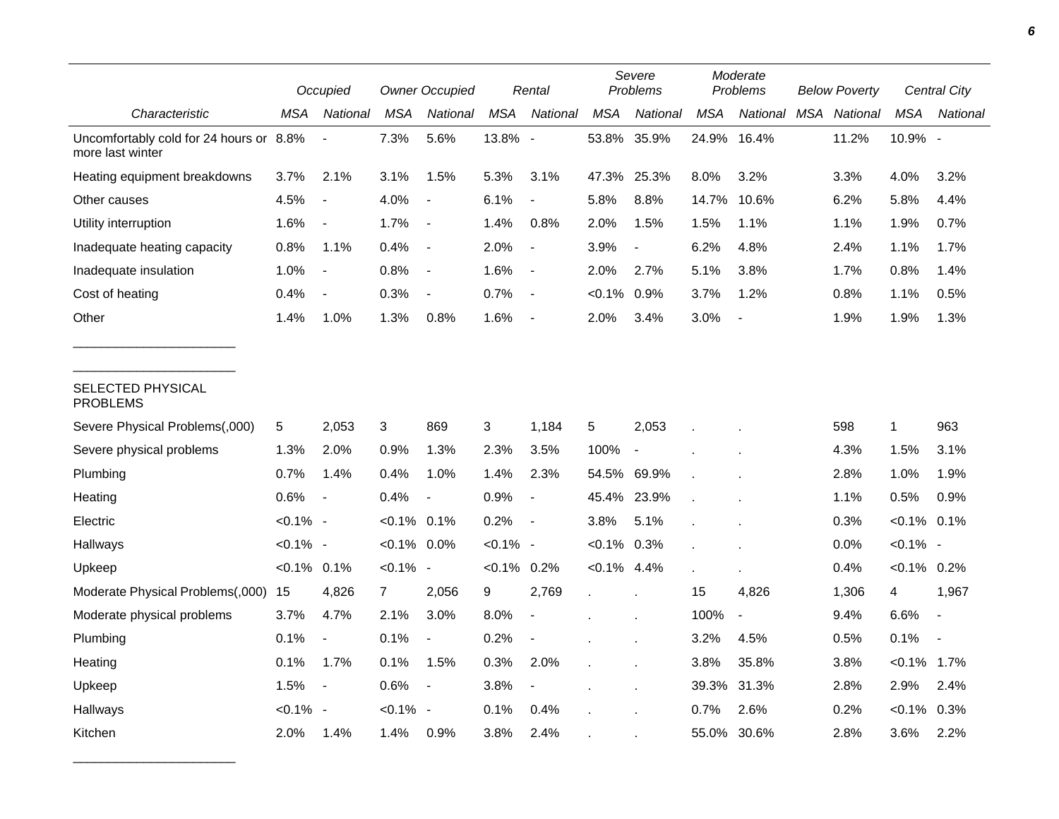| | Occupied | | Owner Occupied | | Rental | | Severe Problems | | Moderate Problems | | Below Poverty | | Central City | |
|---|---|---|---|---|---|---|---|---|---|---|---|---|---|---|
| *Characteristic* | *MSA* | *National* | *MSA* | *National* | *MSA* | *National* | *MSA* | *National* | *MSA* | *National* | *MSA* | *National* | *MSA* | *National* |
| Uncomfortably cold for 24 hours or more last winter | 8.8% | - | 7.3% | 5.6% | 13.8% | - | 53.8% | 35.9% | 24.9% | 16.4% | | 11.2% | 10.9% | - |
| Heating equipment breakdowns | 3.7% | 2.1% | 3.1% | 1.5% | 5.3% | 3.1% | 47.3% | 25.3% | 8.0% | 3.2% | | 3.3% | 4.0% | 3.2% |
| Other causes | 4.5% | - | 4.0% | - | 6.1% | - | 5.8% | 8.8% | 14.7% | 10.6% | | 6.2% | 5.8% | 4.4% |
| Utility interruption | 1.6% | - | 1.7% | - | 1.4% | 0.8% | 2.0% | 1.5% | 1.5% | 1.1% | | 1.1% | 1.9% | 0.7% |
| Inadequate heating capacity | 0.8% | 1.1% | 0.4% | - | 2.0% | - | 3.9% | - | 6.2% | 4.8% | | 2.4% | 1.1% | 1.7% |
| Inadequate insulation | 1.0% | - | 0.8% | - | 1.6% | - | 2.0% | 2.7% | 5.1% | 3.8% | | 1.7% | 0.8% | 1.4% |
| Cost of heating | 0.4% | - | 0.3% | - | 0.7% | - | <0.1% | 0.9% | 3.7% | 1.2% | | 0.8% | 1.1% | 0.5% |
| Other | 1.4% | 1.0% | 1.3% | 0.8% | 1.6% | - | 2.0% | 3.4% | 3.0% | - | | 1.9% | 1.9% | 1.3% |
| SELECTED PHYSICAL PROBLEMS | | | | | | | | | | | | | | |
| Severe Physical Problems(,000) | 5 | 2,053 | 3 | 869 | 3 | 1,184 | 5 | 2,053 | . | . | | 598 | 1 | 963 |
| Severe physical problems | 1.3% | 2.0% | 0.9% | 1.3% | 2.3% | 3.5% | 100% | - | . | . | | 4.3% | 1.5% | 3.1% |
| Plumbing | 0.7% | 1.4% | 0.4% | 1.0% | 1.4% | 2.3% | 54.5% | 69.9% | . | . | | 2.8% | 1.0% | 1.9% |
| Heating | 0.6% | - | 0.4% | - | 0.9% | - | 45.4% | 23.9% | . | . | | 1.1% | 0.5% | 0.9% |
| Electric | <0.1% | - | <0.1% | 0.1% | 0.2% | - | 3.8% | 5.1% | . | . | | 0.3% | <0.1% | 0.1% |
| Hallways | <0.1% | - | <0.1% | 0.0% | <0.1% | - | <0.1% | 0.3% | . | . | | 0.0% | <0.1% | - |
| Upkeep | <0.1% | 0.1% | <0.1% | - | <0.1% | 0.2% | <0.1% | 4.4% | . | . | | 0.4% | <0.1% | 0.2% |
| Moderate Physical Problems(,000) | 15 | 4,826 | 7 | 2,056 | 9 | 2,769 | . | . | 15 | 4,826 | | 1,306 | 4 | 1,967 |
| Moderate physical problems | 3.7% | 4.7% | 2.1% | 3.0% | 8.0% | - | . | . | 100% | - | | 9.4% | 6.6% | - |
| Plumbing | 0.1% | - | 0.1% | - | 0.2% | - | . | . | 3.2% | 4.5% | | 0.5% | 0.1% | - |
| Heating | 0.1% | 1.7% | 0.1% | 1.5% | 0.3% | 2.0% | . | . | 3.8% | 35.8% | | 3.8% | <0.1% | 1.7% |
| Upkeep | 1.5% | - | 0.6% | - | 3.8% | - | . | . | 39.3% | 31.3% | | 2.8% | 2.9% | 2.4% |
| Hallways | <0.1% | - | <0.1% | - | 0.1% | 0.4% | . | . | 0.7% | 2.6% | | 0.2% | <0.1% | 0.3% |
| Kitchen | 2.0% | 1.4% | 1.4% | 0.9% | 3.8% | 2.4% | . | . | 55.0% | 30.6% | | 2.8% | 3.6% | 2.2% |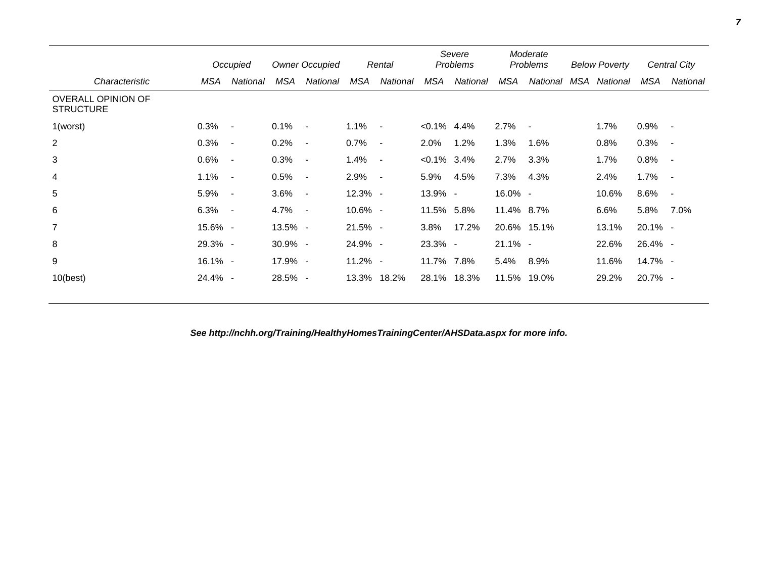| Characteristic | Occupied | | Owner Occupied | | Rental | | Severe Problems | | Moderate Problems | | Below Poverty | | Central City | |
|---|---|---|---|---|---|---|---|---|---|---|---|---|---|---|
| | MSA | National | MSA | National | MSA | National | MSA | National | MSA | National | MSA | National | MSA | National |
| OVERALL OPINION OF STRUCTURE | | | | | | | | | | | | | | |
| 1(worst) | 0.3% | - | 0.1% | - | 1.1% | - | <0.1% | 4.4% | 2.7% | - | | 1.7% | 0.9% | - |
| 2 | 0.3% | - | 0.2% | - | 0.7% | - | 2.0% | 1.2% | 1.3% | 1.6% | | 0.8% | 0.3% | - |
| 3 | 0.6% | - | 0.3% | - | 1.4% | - | <0.1% | 3.4% | 2.7% | 3.3% | | 1.7% | 0.8% | - |
| 4 | 1.1% | - | 0.5% | - | 2.9% | - | 5.9% | 4.5% | 7.3% | 4.3% | | 2.4% | 1.7% | - |
| 5 | 5.9% | - | 3.6% | - | 12.3% | - | 13.9% | - | 16.0% | - | | 10.6% | 8.6% | - |
| 6 | 6.3% | - | 4.7% | - | 10.6% | - | 11.5% | 5.8% | 11.4% | 8.7% | | 6.6% | 5.8% | 7.0% |
| 7 | 15.6% | - | 13.5% | - | 21.5% | - | 3.8% | 17.2% | 20.6% | 15.1% | | 13.1% | 20.1% | - |
| 8 | 29.3% | - | 30.9% | - | 24.9% | - | 23.3% | - | 21.1% | - | | 22.6% | 26.4% | - |
| 9 | 16.1% | - | 17.9% | - | 11.2% | - | 11.7% | 7.8% | 5.4% | 8.9% | | 11.6% | 14.7% | - |
| 10(best) | 24.4% | - | 28.5% | - | 13.3% | 18.2% | 28.1% | 18.3% | 11.5% | 19.0% | | 29.2% | 20.7% | - |

***See http://nchh.org/Training/HealthyHomesTrainingCenter/AHSData.aspx for more info.***